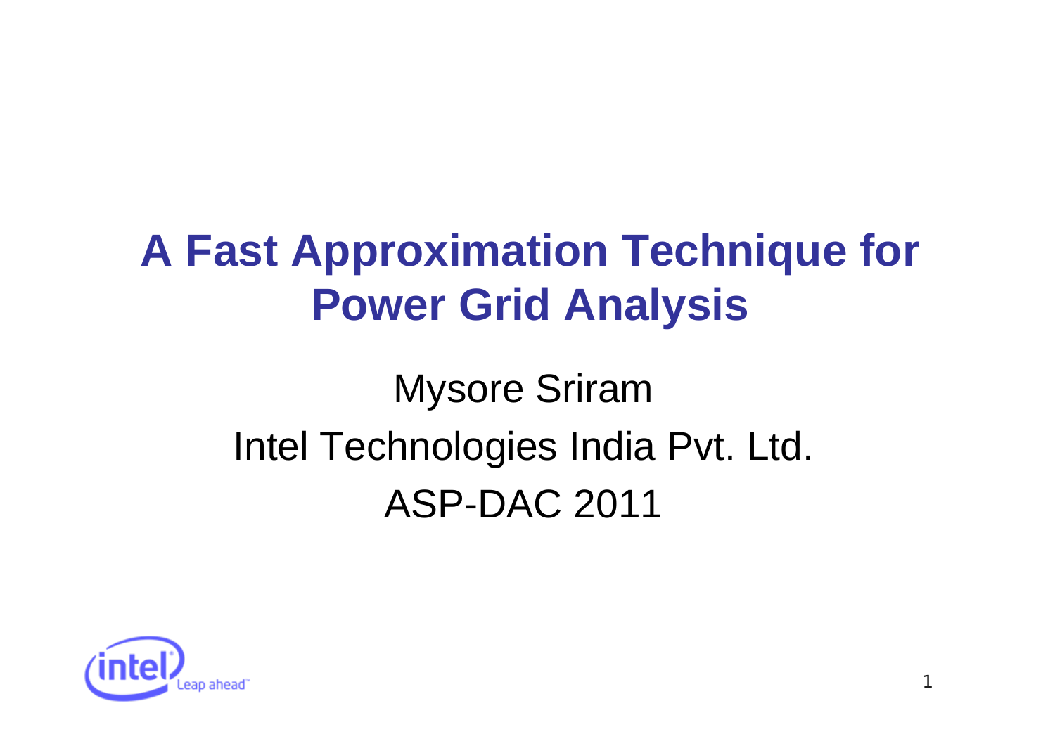# A Fast Approximation Technique for Power Grid Analysis

Mysore Sriram

Intel Technologies India Pvt. Ltd.

ASP-DAC 2011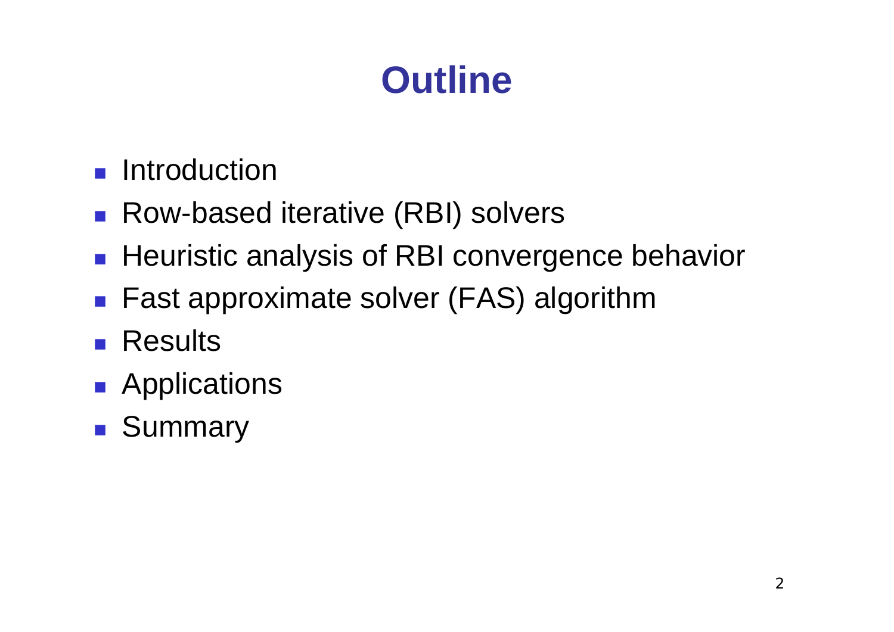# Outline

- Introduction
- Row-based iterative (RBI) solvers
- Heuristic analysis of RBI convergence behavior
- Fast approximate solver (FAS) algorithm
- Results
- Applications
- Summary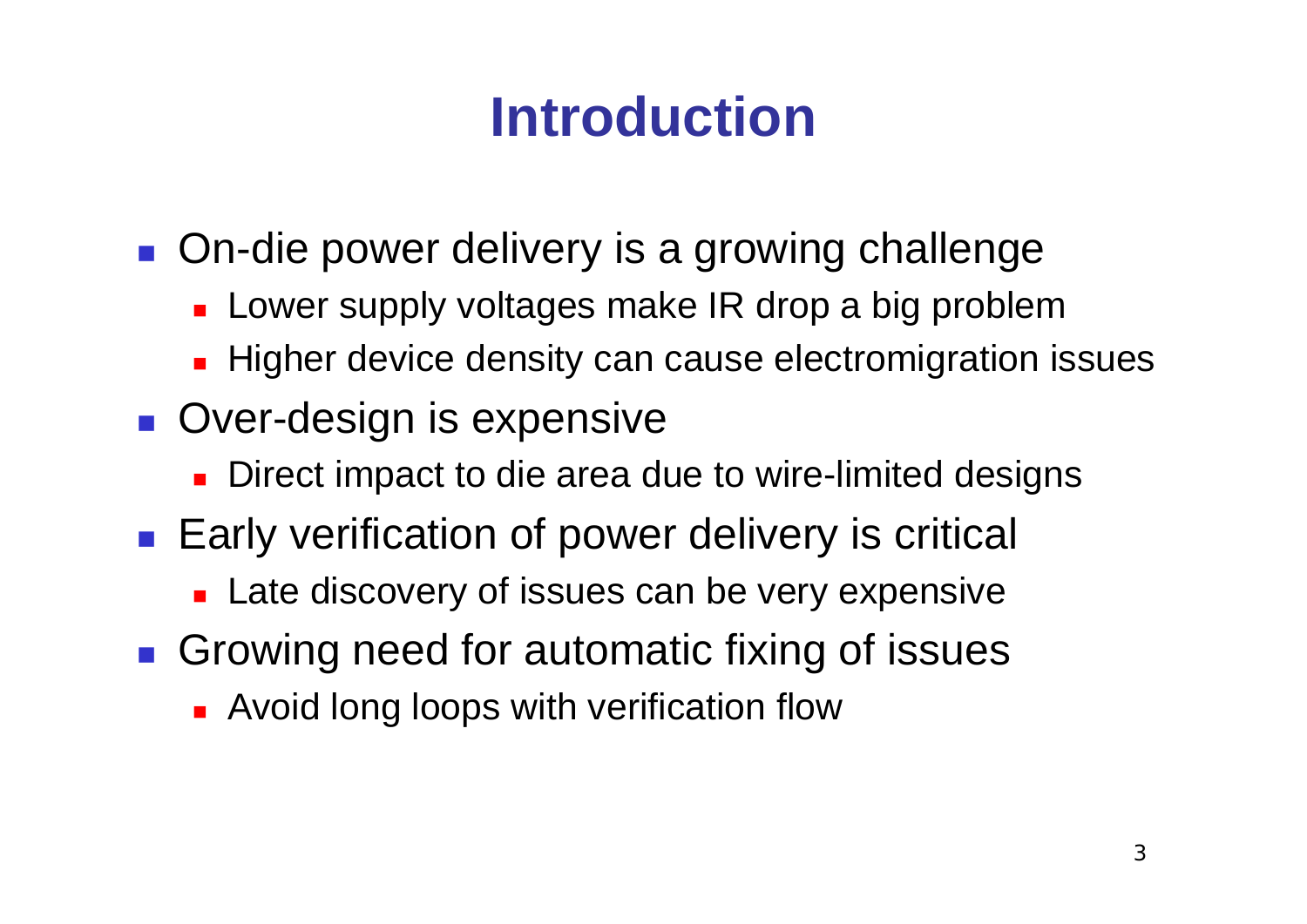# Introduction

- On-die power delivery is a growing challenge
  - Lower supply voltages make IR drop a big problem
  - Higher device density can cause electromigration issues
- Over-design is expensive
  - Direct impact to die area due to wire-limited designs
- Early verification of power delivery is critical
  - Late discovery of issues can be very expensive
- Growing need for automatic fixing of issues
  - Avoid long loops with verification flow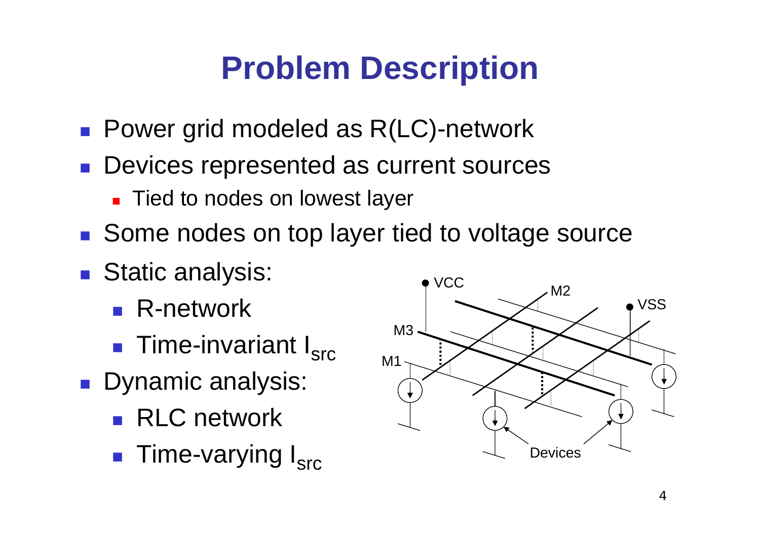# Problem Description

- Power grid modeled as R(LC)-network
- Devices represented as current sources
  - Tied to nodes on lowest layer
- Some nodes on top layer tied to voltage source
- Static analysis:
  - R-network
  - Time-invariant $I_{src}$
- Dynamic analysis:
  - RLC network
  - Time-varying $I_{src}$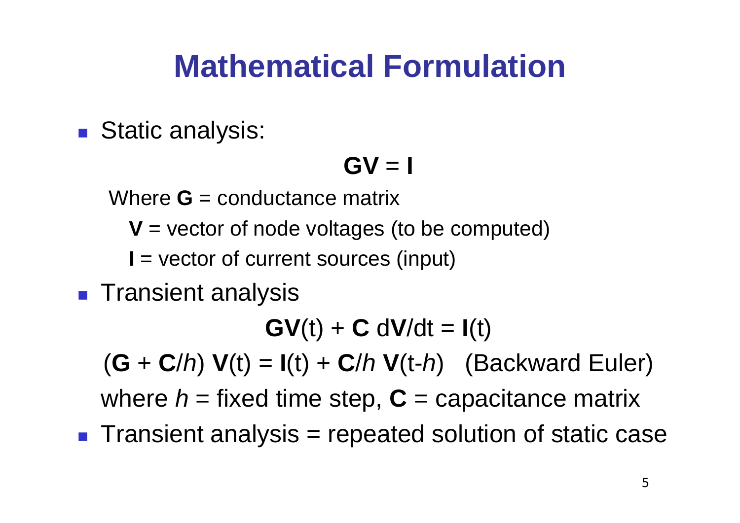# Mathematical Formulation

- Static analysis:

$$\mathbf{G}\mathbf{V} = \mathbf{I}$$

Where $\mathbf{G}$ = conductance matrix

$\mathbf{V}$ = vector of node voltages (to be computed)

$\mathbf{I}$ = vector of current sources (input)

- Transient analysis

$$\mathbf{G}\mathbf{V}(t) + \mathbf{C}\, d\mathbf{V}/dt = \mathbf{I}(t)$$

$$(\mathbf{G} + \mathbf{C}/h)\, \mathbf{V}(t) = \mathbf{I}(t) + \mathbf{C}/h\, \mathbf{V}(t-h) \quad \text{(Backward Euler)}$$

where $h$ = fixed time step, $\mathbf{C}$ = capacitance matrix

- Transient analysis = repeated solution of static case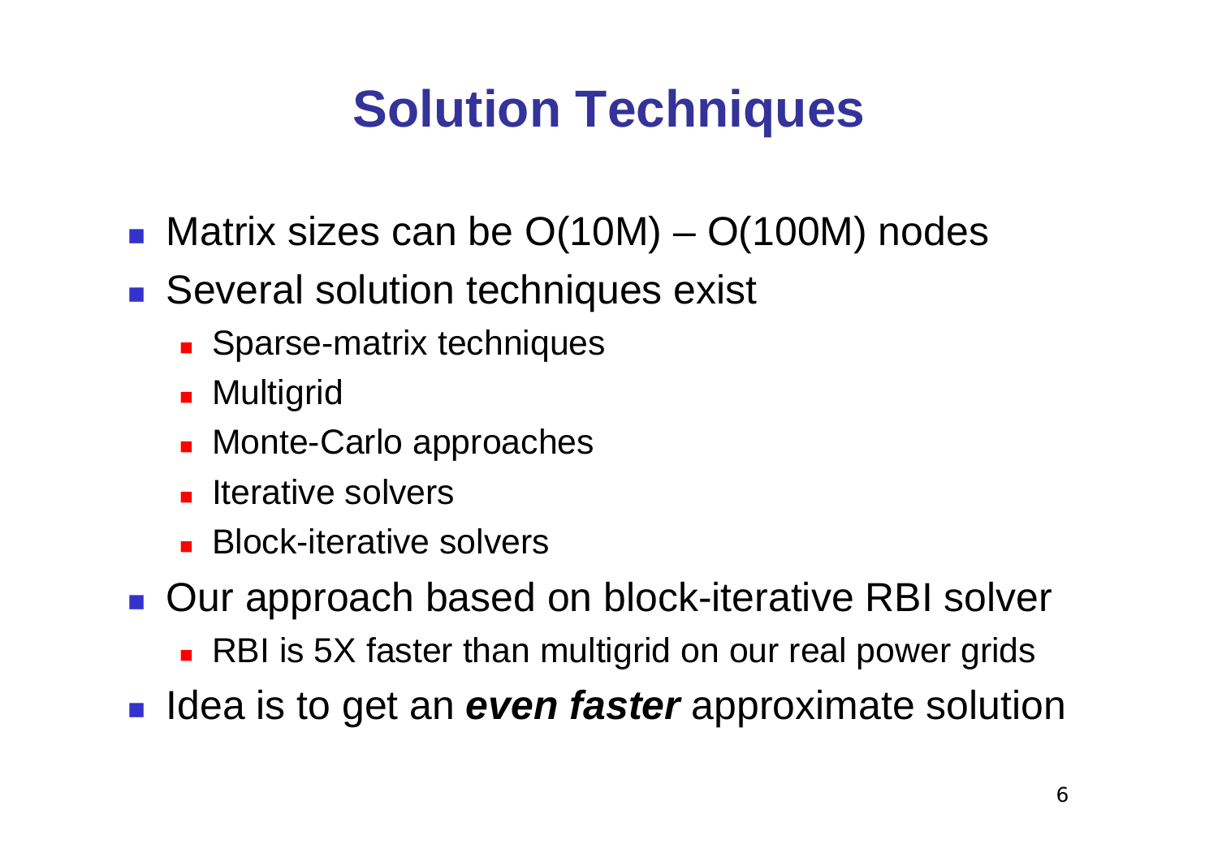# Solution Techniques

- Matrix sizes can be O(10M) – O(100M) nodes
- Several solution techniques exist
  - Sparse-matrix techniques
  - Multigrid
  - Monte-Carlo approaches
  - Iterative solvers
  - Block-iterative solvers
- Our approach based on block-iterative RBI solver
  - RBI is 5X faster than multigrid on our real power grids
- Idea is to get an ***even faster*** approximate solution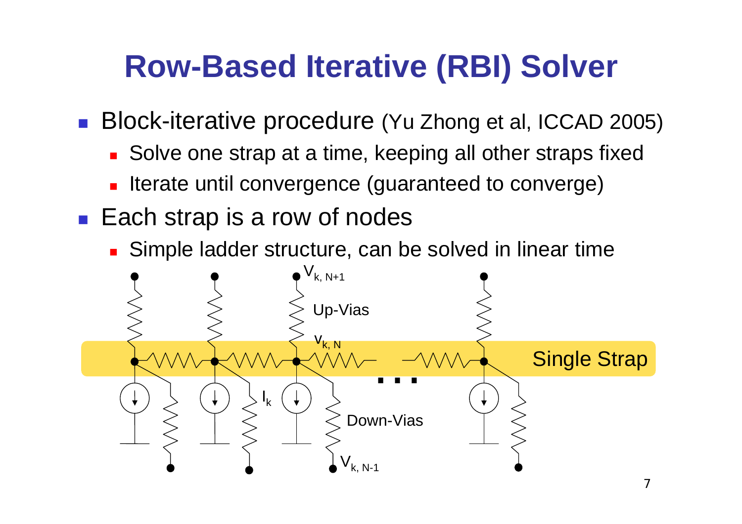# Row-Based Iterative (RBI) Solver

- Block-iterative procedure (Yu Zhong et al, ICCAD 2005)
  - Solve one strap at a time, keeping all other straps fixed
  - Iterate until convergence (guaranteed to converge)
- Each strap is a row of nodes
  - Simple ladder structure, can be solved in linear time

$V_{k,N+1}$

Up-Vias

$V_{k,N}$

Single Strap

$I_k$

Down-Vias

$V_{k,N-1}$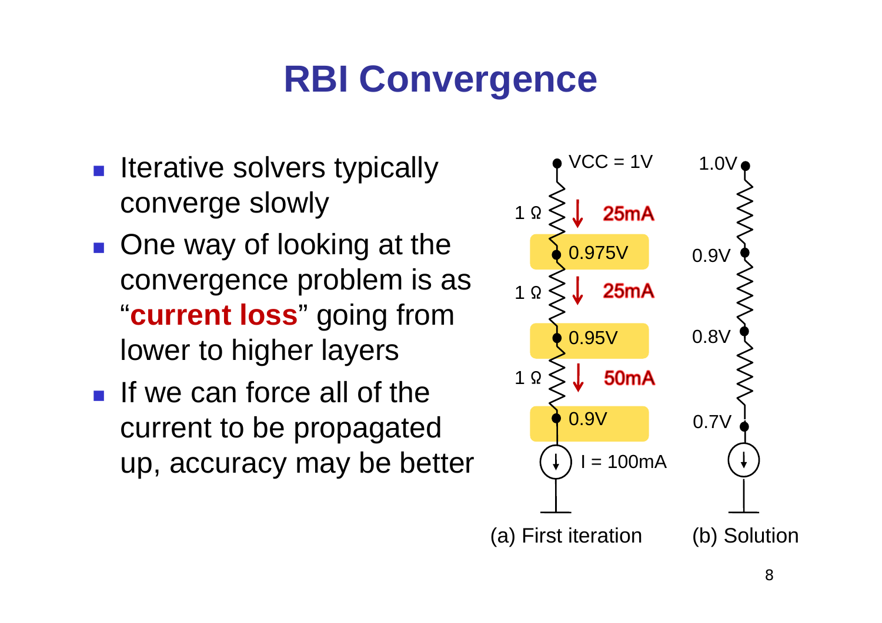# RBI Convergence

- Iterative solvers typically converge slowly
- One way of looking at the convergence problem is as "**current loss**" going from lower to higher layers
- If we can force all of the current to be propagated up, accuracy may be better

VCC = 1V

1 Ω 25mA

0.975V

1 Ω 25mA

0.95V

1 Ω 50mA

0.9V

I = 100mA

(a) First iteration

1.0V

0.9V

0.8V

0.7V

(b) Solution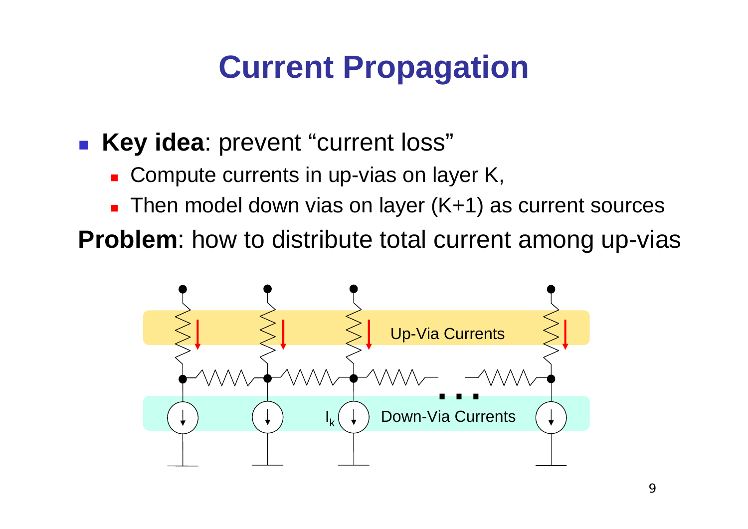# Current Propagation

- **Key idea**: prevent "current loss"
  - Compute currents in up-vias on layer K,
  - Then model down vias on layer (K+1) as current sources

**Problem**: how to distribute total current among up-vias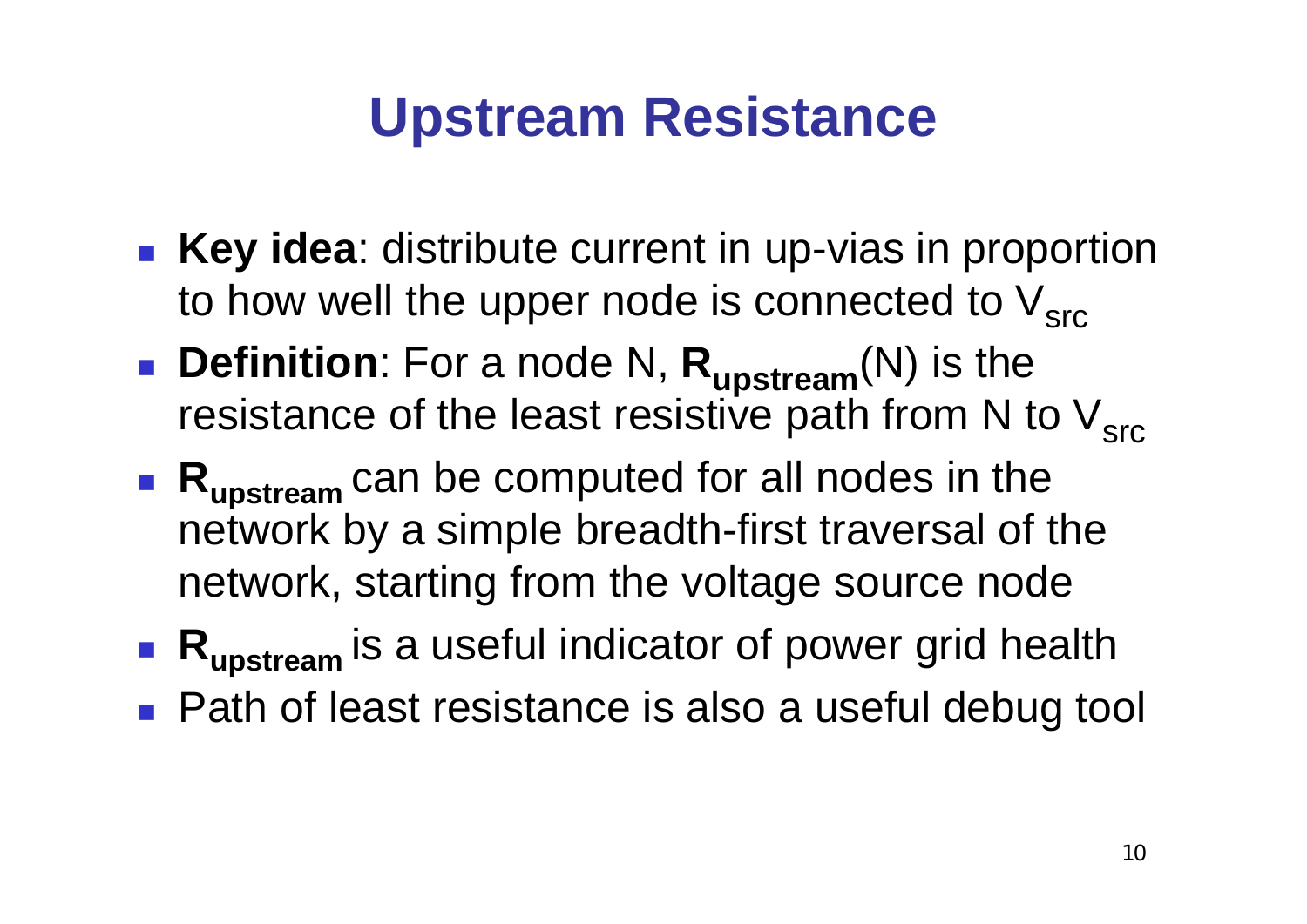# Upstream Resistance

- **Key idea**: distribute current in up-vias in proportion to how well the upper node is connected to $V_{src}$
- **Definition**: For a node N, $\mathbf{R_{upstream}}$(N) is the resistance of the least resistive path from N to $V_{src}$
- $\mathbf{R_{upstream}}$ can be computed for all nodes in the network by a simple breadth-first traversal of the network, starting from the voltage source node
- $\mathbf{R_{upstream}}$ is a useful indicator of power grid health
- Path of least resistance is also a useful debug tool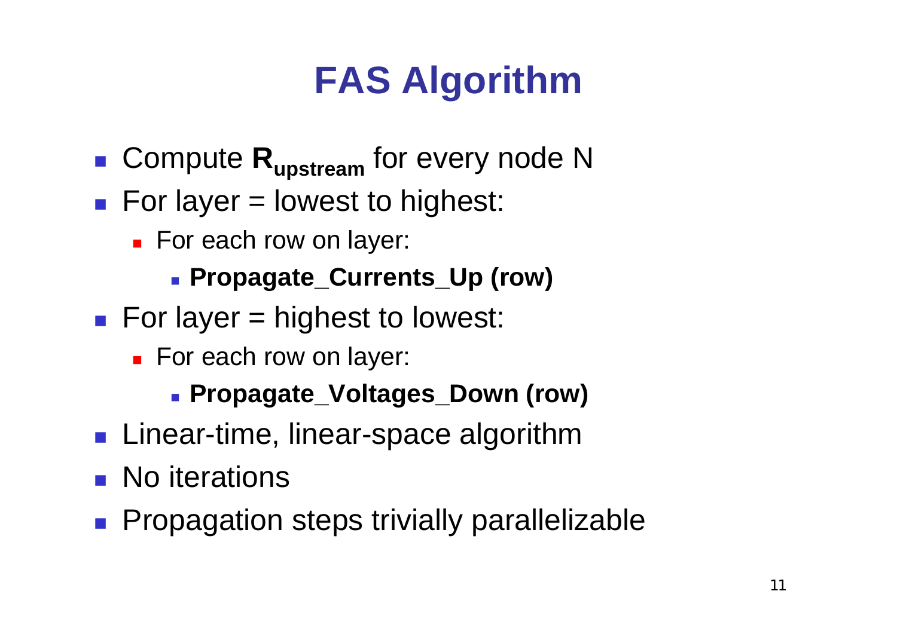# FAS Algorithm

- Compute $\mathbf{R}_{\mathbf{upstream}}$ for every node N
- For layer = lowest to highest:
  - For each row on layer:
    - **Propagate_Currents_Up (row)**
- For layer = highest to lowest:
  - For each row on layer:
    - **Propagate_Voltages_Down (row)**
- Linear-time, linear-space algorithm
- No iterations
- Propagation steps trivially parallelizable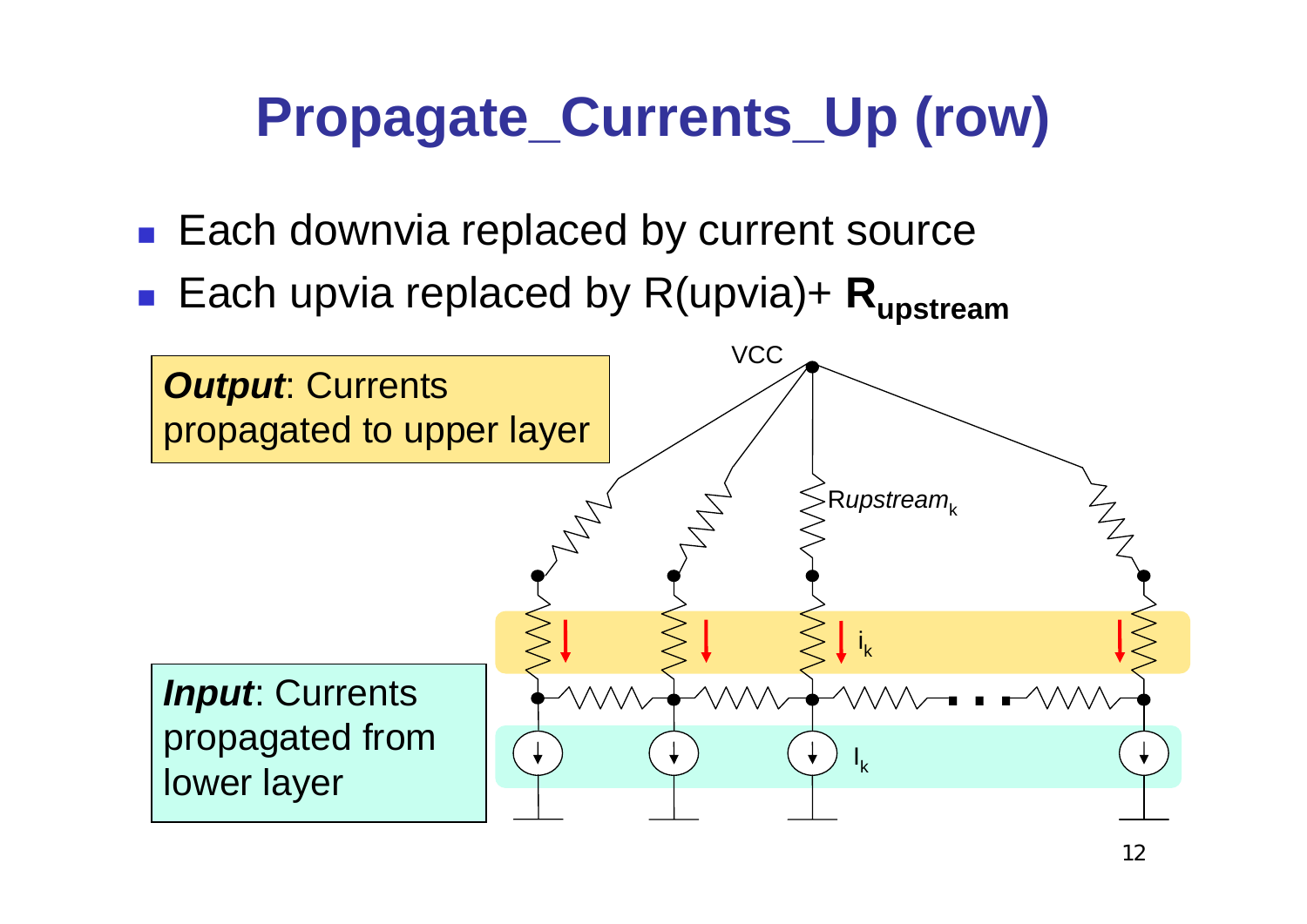# Propagate_Currents_Up (row)

- Each downvia replaced by current source
- Each upvia replaced by R(upvia)+ $\mathbf{R_{upstream}}$

***Output***: Currents propagated to upper layer

***Input***: Currents propagated from lower layer

VCC

$Rupstream_k$

$i_k$

$I_k$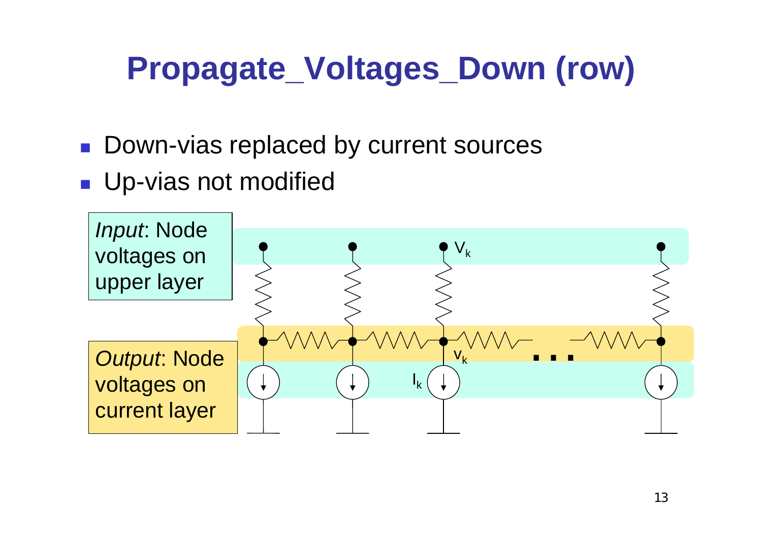# Propagate_Voltages_Down (row)

- Down-vias replaced by current sources
- Up-vias not modified

*Input*: Node voltages on upper layer

*Output*: Node voltages on current layer

$V_k$

$v_k$

$I_k$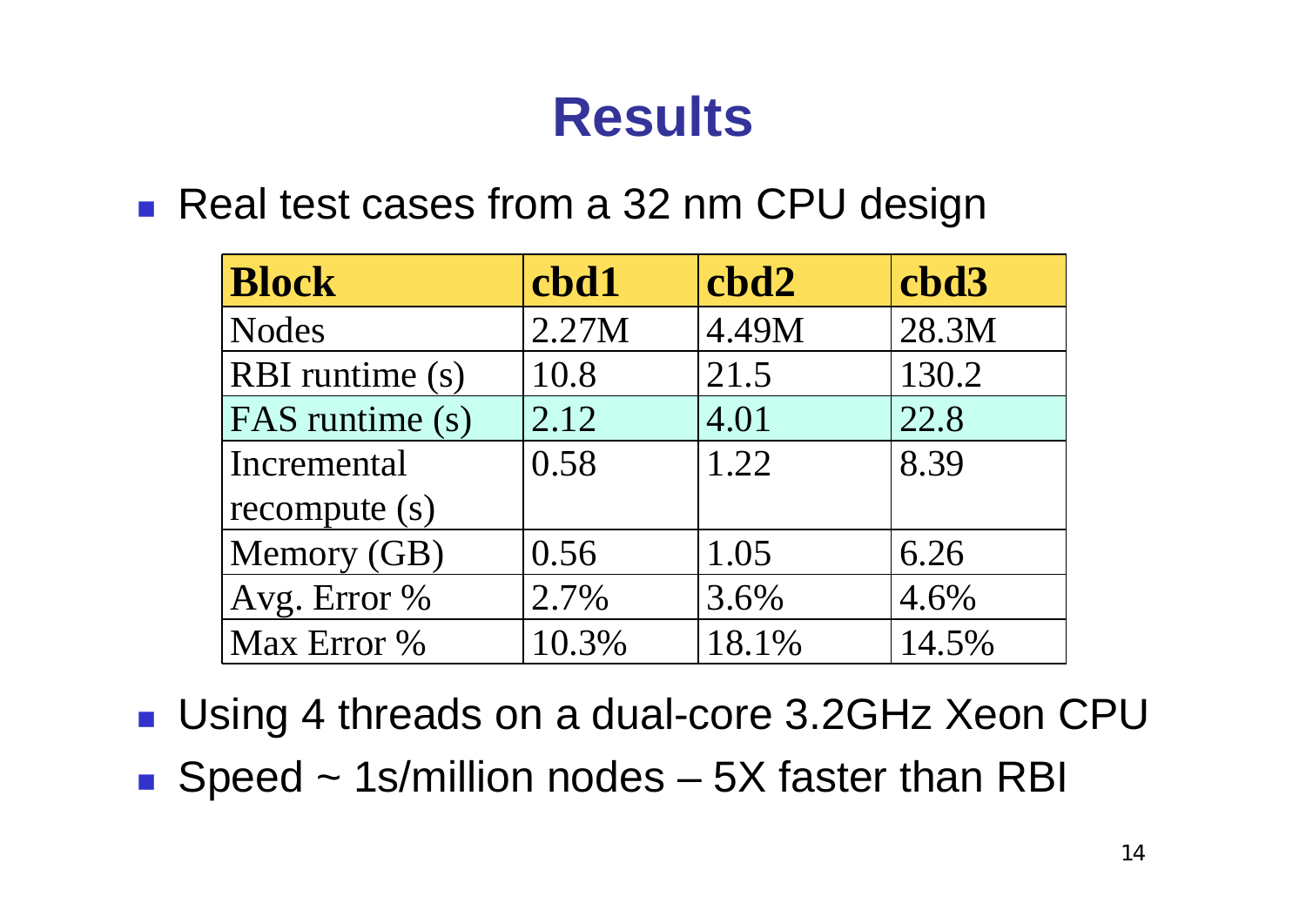# Results

- Real test cases from a 32 nm CPU design

| Block | cbd1 | cbd2 | cbd3 |
|---|---|---|---|
| Nodes | 2.27M | 4.49M | 28.3M |
| RBI runtime (s) | 10.8 | 21.5 | 130.2 |
| FAS runtime (s) | 2.12 | 4.01 | 22.8 |
| Incremental recompute (s) | 0.58 | 1.22 | 8.39 |
| Memory (GB) | 0.56 | 1.05 | 6.26 |
| Avg. Error % | 2.7% | 3.6% | 4.6% |
| Max Error % | 10.3% | 18.1% | 14.5% |

- Using 4 threads on a dual-core 3.2GHz Xeon CPU
- Speed ~ 1s/million nodes – 5X faster than RBI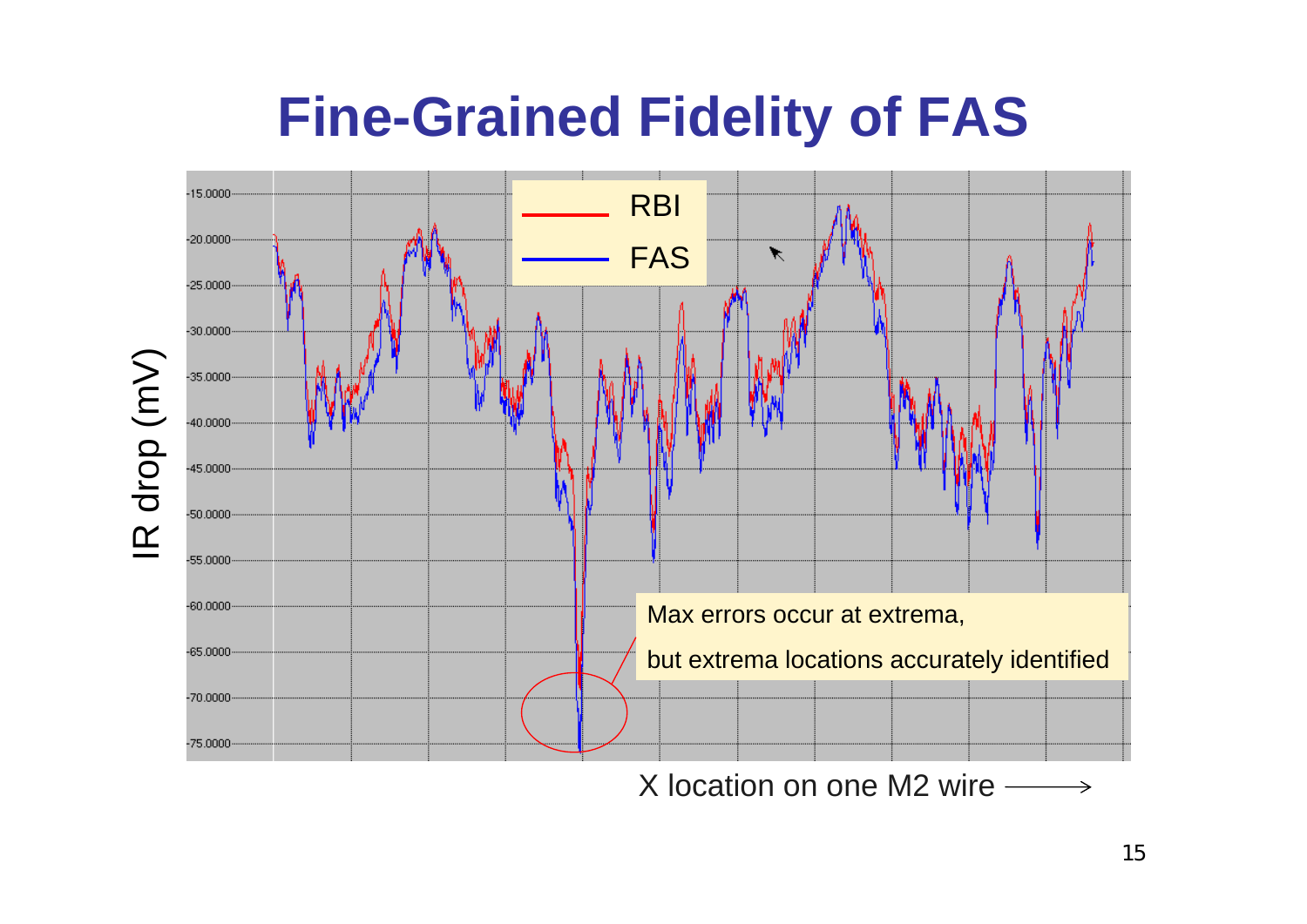# Fine-Grained Fidelity of FAS

IR drop (mV)

RBI

FAS

Max errors occur at extrema,

but extrema locations accurately identified

X location on one M2 wire ⟶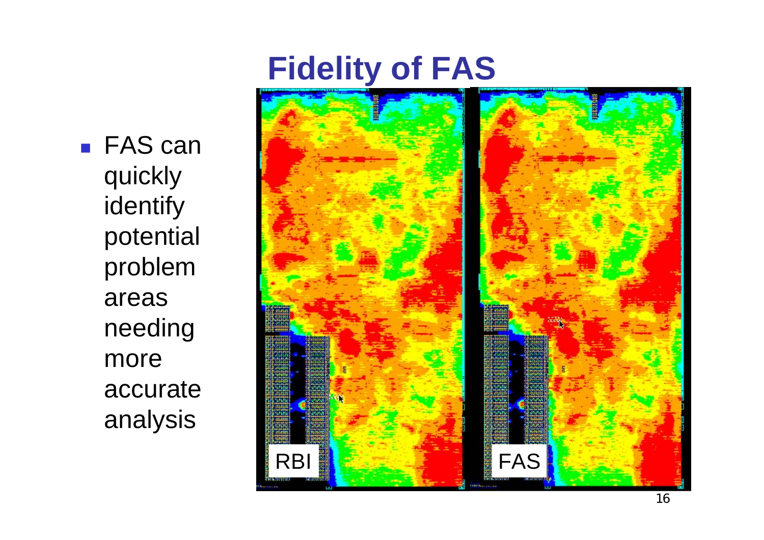# Fidelity of FAS

- FAS can quickly identify potential problem areas needing more accurate analysis

RBI

FAS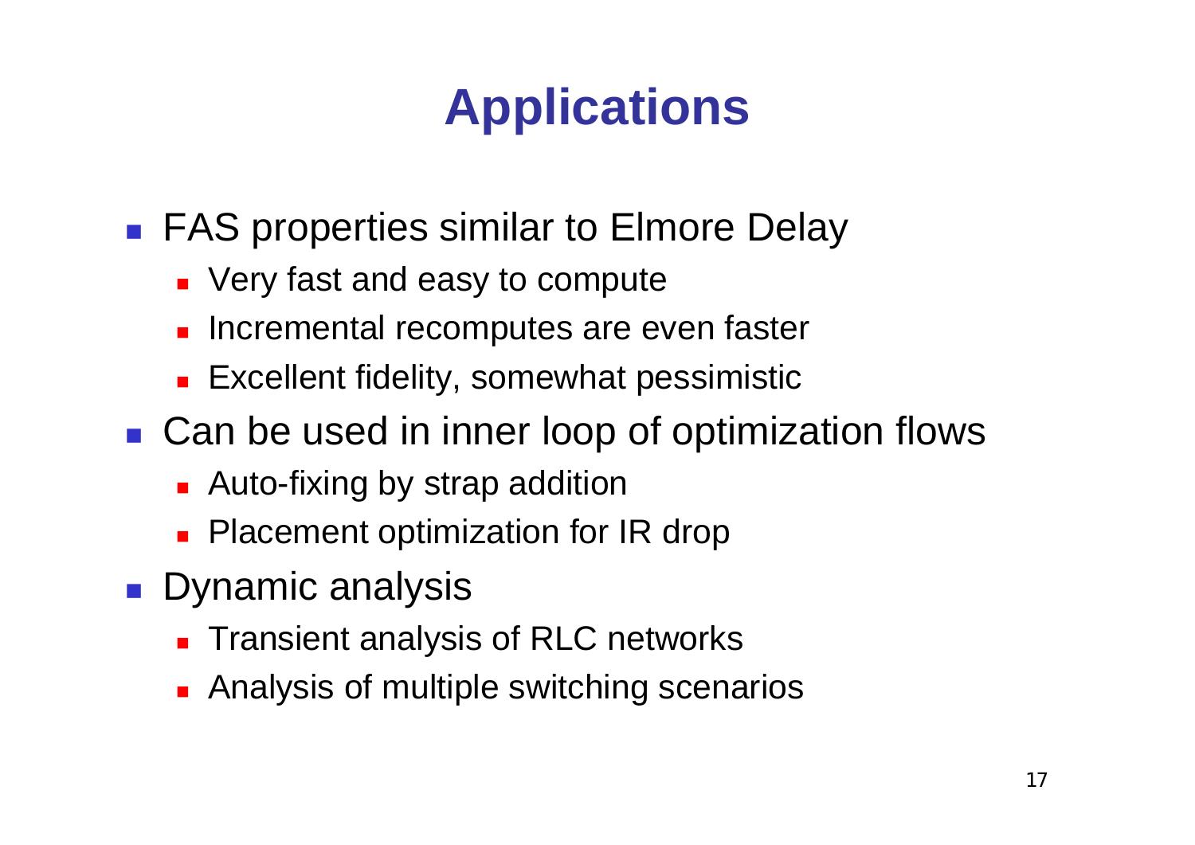# Applications

- FAS properties similar to Elmore Delay
  - Very fast and easy to compute
  - Incremental recomputes are even faster
  - Excellent fidelity, somewhat pessimistic
- Can be used in inner loop of optimization flows
  - Auto-fixing by strap addition
  - Placement optimization for IR drop
- Dynamic analysis
  - Transient analysis of RLC networks
  - Analysis of multiple switching scenarios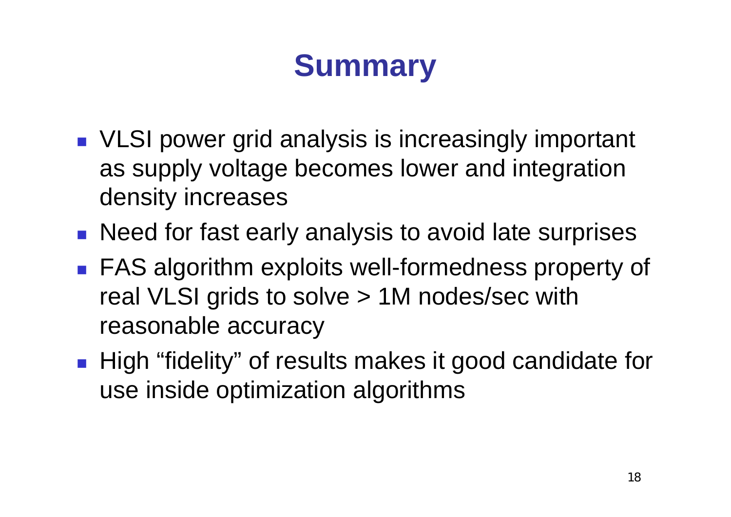# Summary

- VLSI power grid analysis is increasingly important as supply voltage becomes lower and integration density increases
- Need for fast early analysis to avoid late surprises
- FAS algorithm exploits well-formedness property of real VLSI grids to solve > 1M nodes/sec with reasonable accuracy
- High "fidelity" of results makes it good candidate for use inside optimization algorithms